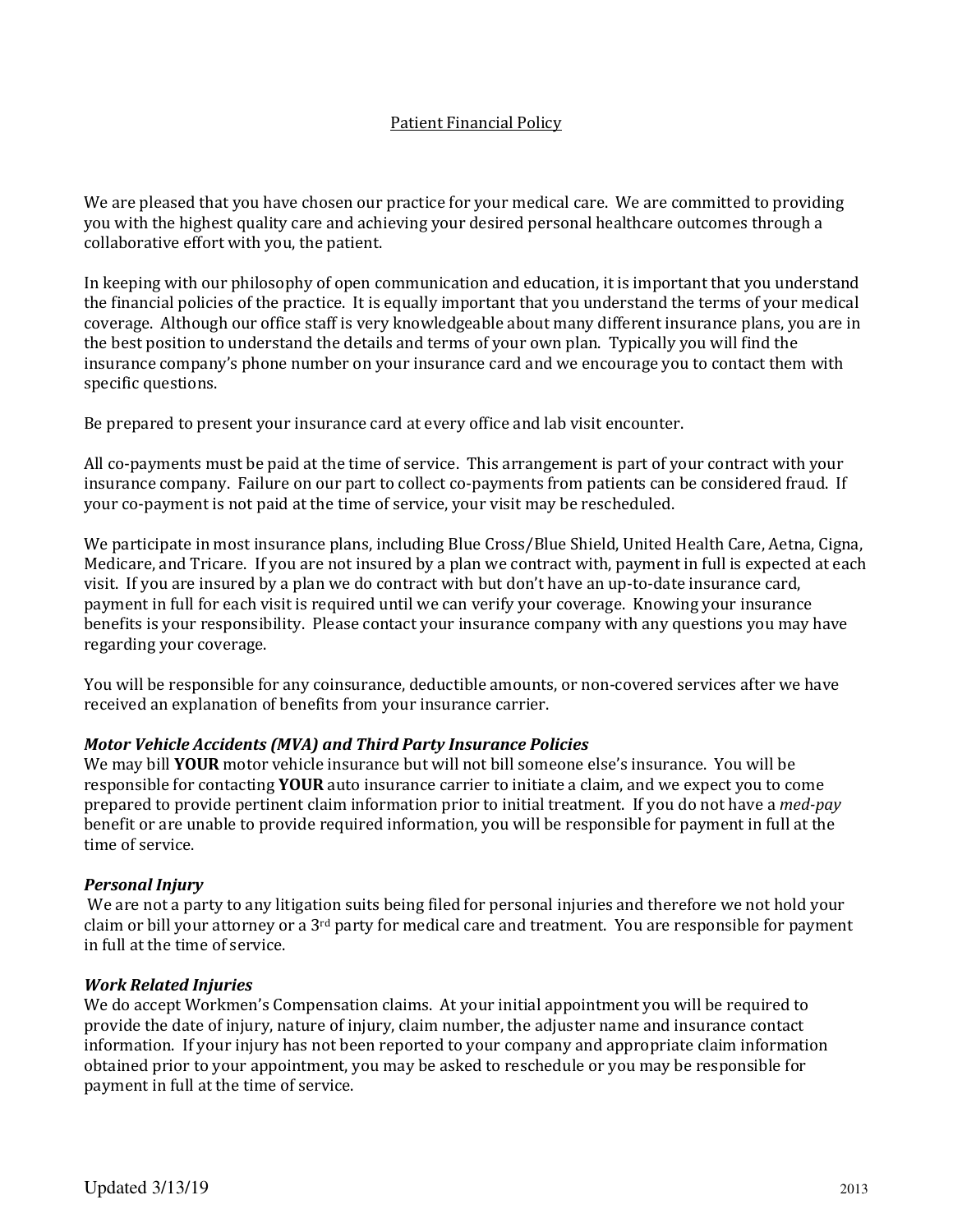# Patient Financial Policy

We are pleased that you have chosen our practice for your medical care. We are committed to providing you with the highest quality care and achieving your desired personal healthcare outcomes through a collaborative effort with you, the patient.

In keeping with our philosophy of open communication and education, it is important that you understand the financial policies of the practice. It is equally important that you understand the terms of your medical coverage. Although our office staff is very knowledgeable about many different insurance plans, you are in the best position to understand the details and terms of your own plan. Typically you will find the insurance company's phone number on your insurance card and we encourage you to contact them with specific questions.

Be prepared to present your insurance card at every office and lab visit encounter.

All co-payments must be paid at the time of service. This arrangement is part of your contract with your insurance company. Failure on our part to collect co-payments from patients can be considered fraud. If your co-payment is not paid at the time of service, your visit may be rescheduled.

We participate in most insurance plans, including Blue Cross/Blue Shield, United Health Care, Aetna, Cigna, Medicare, and Tricare. If you are not insured by a plan we contract with, payment in full is expected at each visit. If you are insured by a plan we do contract with but don't have an up-to-date insurance card, payment in full for each visit is required until we can verify your coverage. Knowing your insurance benefits is your responsibility. Please contact your insurance company with any questions you may have regarding your coverage.

You will be responsible for any coinsurance, deductible amounts, or non-covered services after we have received an explanation of benefits from your insurance carrier.

### *Motor Vehicle Accidents (MVA) and Third Party Insurance Policies*

We may bill **YOUR** motor vehicle insurance but will not bill someone else's insurance. You will be responsible for contacting **YOUR** auto insurance carrier to initiate a claim, and we expect you to come prepared to provide pertinent claim information prior to initial treatment. If you do not have a *med-pay* benefit or are unable to provide required information, you will be responsible for payment in full at the time of service.

### *Personal Injury*

We are not a party to any litigation suits being filed for personal injuries and therefore we not hold your claim or bill your attorney or a 3rd party for medical care and treatment. You are responsible for payment in full at the time of service.

### *Work Related Injuries*

We do accept Workmen's Compensation claims. At your initial appointment you will be required to provide the date of injury, nature of injury, claim number, the adjuster name and insurance contact information. If your injury has not been reported to your company and appropriate claim information obtained prior to your appointment, you may be asked to reschedule or you may be responsible for payment in full at the time of service.

Updated 3/13/19 2013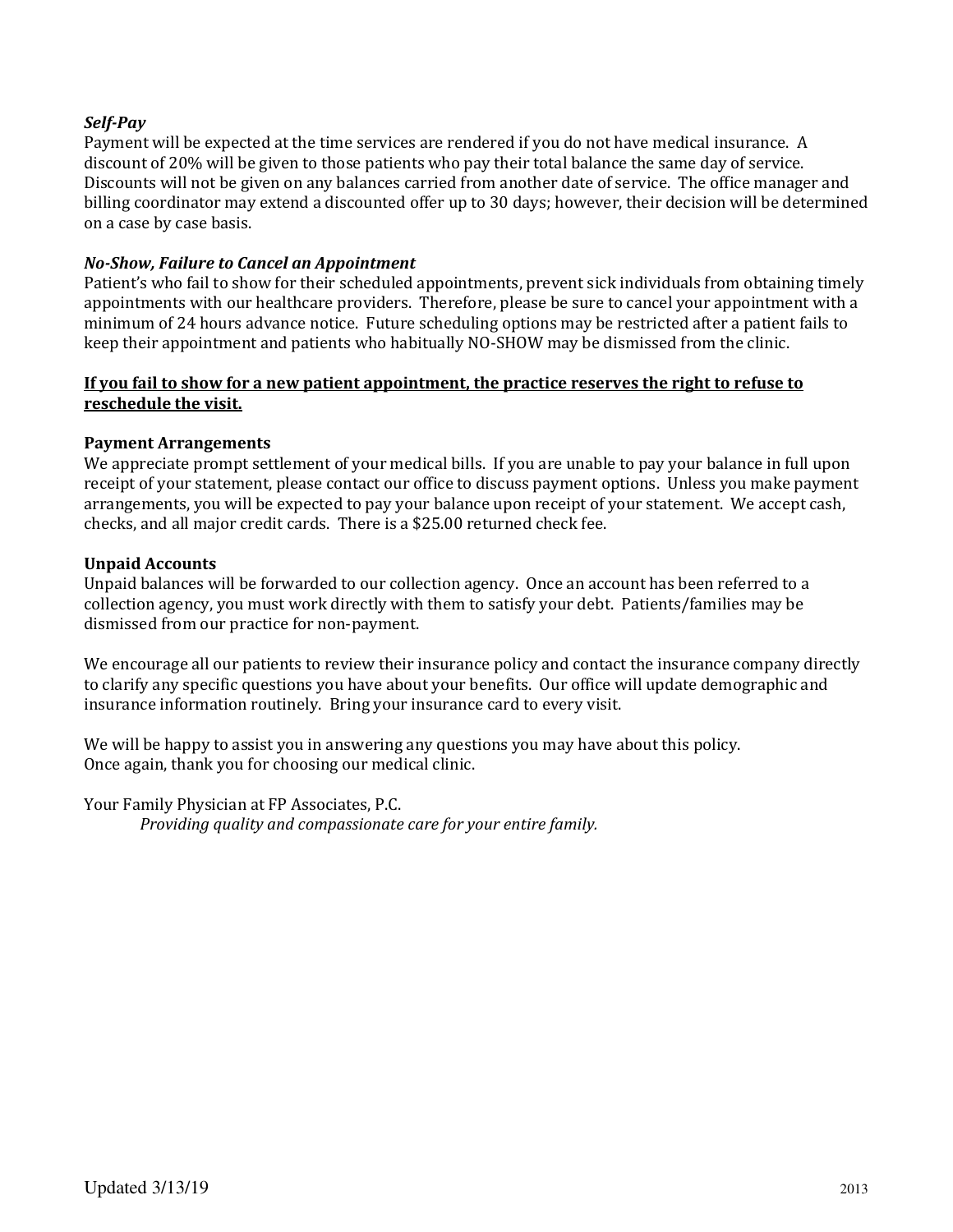***Self-Pay***

Payment will be expected at the time services are rendered if you do not have medical insurance. A discount of 20% will be given to those patients who pay their total balance the same day of service. Discounts will not be given on any balances carried from another date of service. The office manager and billing coordinator may extend a discounted offer up to 30 days; however, their decision will be determined on a case by case basis.

***No-Show, Failure to Cancel an Appointment***

Patient's who fail to show for their scheduled appointments, prevent sick individuals from obtaining timely appointments with our healthcare providers. Therefore, please be sure to cancel your appointment with a minimum of 24 hours advance notice. Future scheduling options may be restricted after a patient fails to keep their appointment and patients who habitually NO-SHOW may be dismissed from the clinic.

<u>**If you fail to show for a new patient appointment, the practice reserves the right to refuse to reschedule the visit.**</u>

**Payment Arrangements**

We appreciate prompt settlement of your medical bills. If you are unable to pay your balance in full upon receipt of your statement, please contact our office to discuss payment options. Unless you make payment arrangements, you will be expected to pay your balance upon receipt of your statement. We accept cash, checks, and all major credit cards. There is a $25.00 returned check fee.

**Unpaid Accounts**

Unpaid balances will be forwarded to our collection agency. Once an account has been referred to a collection agency, you must work directly with them to satisfy your debt. Patients/families may be dismissed from our practice for non-payment.

We encourage all our patients to review their insurance policy and contact the insurance company directly to clarify any specific questions you have about your benefits. Our office will update demographic and insurance information routinely. Bring your insurance card to every visit.

We will be happy to assist you in answering any questions you may have about this policy.
Once again, thank you for choosing our medical clinic.

Your Family Physician at FP Associates, P.C.
*Providing quality and compassionate care for your entire family.*

Updated 3/13/19 2013